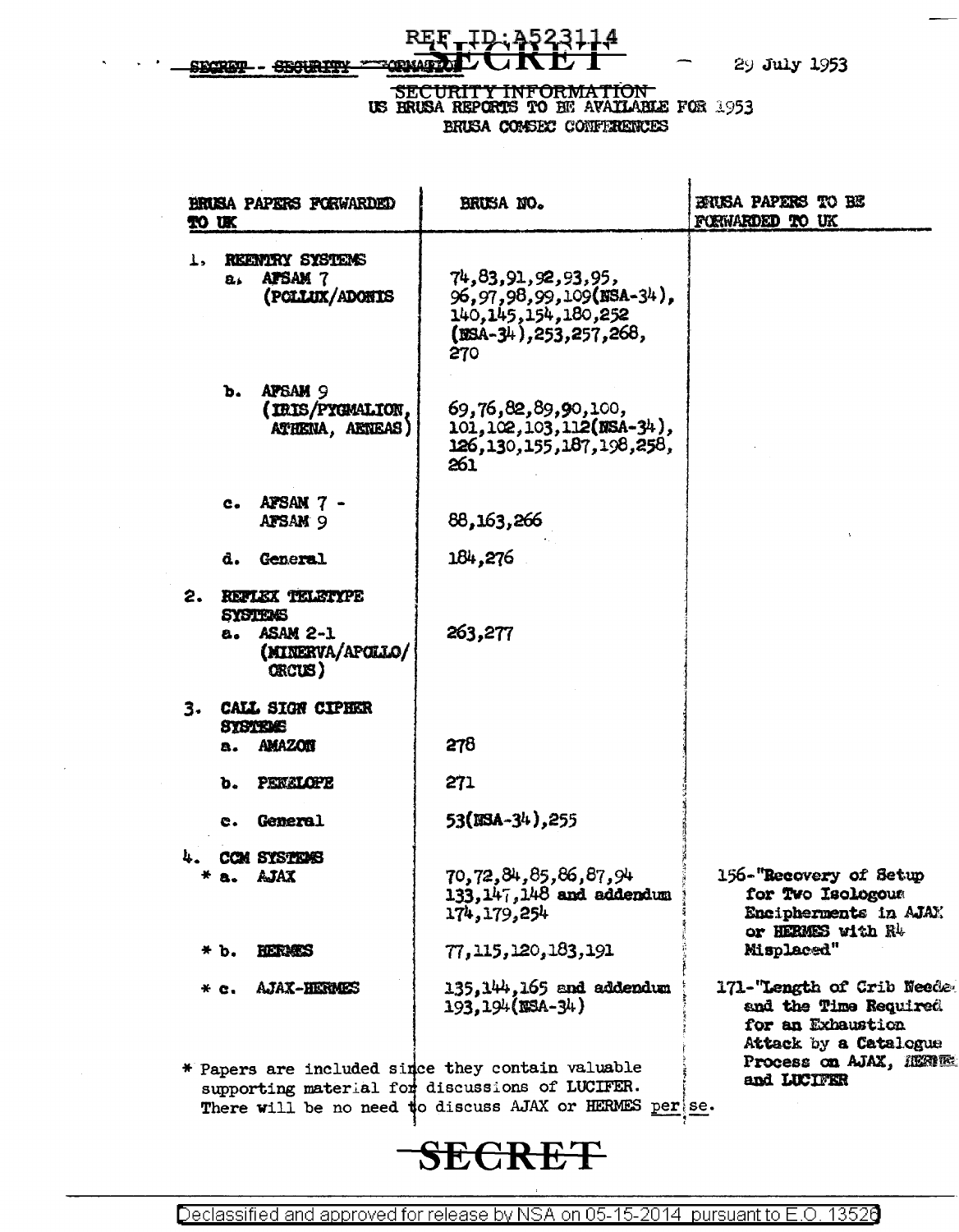REF ID:A523114

SECRET

SECRET - SECURITY INFORMATION

29 July 1953

SECURITY INFORMATION

US BRUSA REPORTS TO BE AVAILABLE FOR 1953
BRUSA COMSEC CONFERENCES

| BRUSA PAPERS FORWARDED TO UK | BRUSA NO. | BRUSA PAPERS TO BE FORWARDED TO UK |
|---|---|---|
| 1. REENTRY SYSTEMS | | |
| a. AFSAM 7 (POLLUX/ADONIS | 74,83,91,92,93,95, 96,97,98,99,109(NSA-34), 140,145,154,180,252 (NSA-34),253,257,268, 270 | |
| b. AFSAM 9 (IRIS/PYGMALION, ATHENA, AENEAS) | 69,76,82,89,90,100, 101,102,103,112(NSA-34), 126,130,155,187,198,258, 261 | |
| c. AFSAM 7 - AFSAM 9 | 88,163,266 | |
| d. General | 184,276 | |
| 2. REFLEX TELETYPE SYSTEMS | | |
| a. ASAM 2-1 (MINERVA/APOLLO/ ORCUS) | 263,277 | |
| 3. CALL SIGN CIPHER SYSTEMS | | |
| a. AMAZON | 278 | |
| b. PENELOPE | 271 | |
| c. General | 53(NSA-34),255 | |
| 4. CCM SYSTEMS | | |
| * a. AJAX | 70,72,84,85,86,87,94 133,147,148 and addendum 174,179,254 | 156-"Recovery of Setup for Two Isologous Encipherments in AJAX or HERMES with R4 Misplaced" |
| * b. HERMES | 77,115,120,183,191 | |
| * c. AJAX-HERMES | 135,144,165 and addendum 193,194(NSA-34) | 171-"Length of Crib Needed and the Time Required for an Exhaustion Attack by a Catalogue Process on AJAX, HERMES and LUCIFER |

\* Papers are included since they contain valuable supporting material for discussions of LUCIFER. There will be no need to discuss AJAX or HERMES per se.

SECRET

Declassified and approved for release by NSA on 05-15-2014 pursuant to E.O. 13526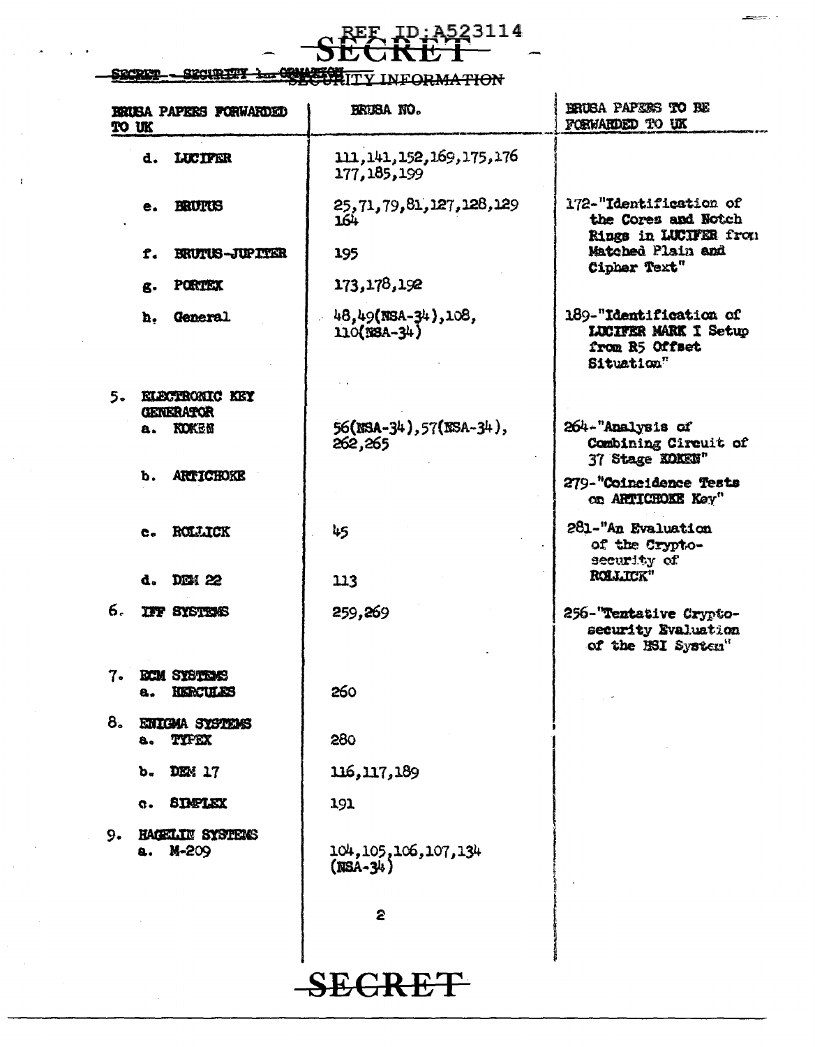REF ID:A523114

SECRET

~~SECRET - SECURITY~~ ~~INFORMATION~~ SECURITY INFORMATION

| BRUSA PAPERS FORWARDED TO UK | BRUSA NO. | BRUSA PAPERS TO BE FORWARDED TO UK |
|---|---|---|
| d. LUCIFER | 111,141,152,169,175,176 177,185,199 | |
| e. BRUTUS | 25,71,79,81,127,128,129 164 | 172-"Identification of the Cores and Notch Rings in LUCIFER from Matched Plain and Cipher Text" |
| f. BRUTUS-JUPITER | 195 | |
| g. PORTEX | 173,178,192 | |
| h. General | 48,49(NSA-34),108, 110(NSA-34) | 189-"Identification of LUCIFER MARK I Setup from R5 Offset Situation" |
| 5. ELECTRONIC KEY GENERATOR | | |
| a. KOKEN | 56(NSA-34),57(NSA-34), 262,265 | 264-"Analysis of Combining Circuit of 37 Stage KOKEN" |
| b. ARTICHOKE | | 279-"Coincidence Tests on ARTICHOKE Key" |
| c. ROLLICK | 45 | 281-"An Evaluation of the Crypto-security of ROLLICK" |
| d. DEM 22 | 113 | |
| 6. IFF SYSTEMS | 259,269 | 256-"Tentative Crypto-security Evaluation of the HSI System" |
| 7. ECM SYSTEMS | | |
| a. HERCULES | 260 | |
| 8. ENIGMA SYSTEMS | | |
| a. TYPEX | 280 | |
| b. DEM 17 | 116,117,189 | |
| c. SIMPLEX | 191 | |
| 9. HAGELIN SYSTEMS | | |
| a. M-209 | 104,105,106,107,134 (NSA-34) | |

SECRET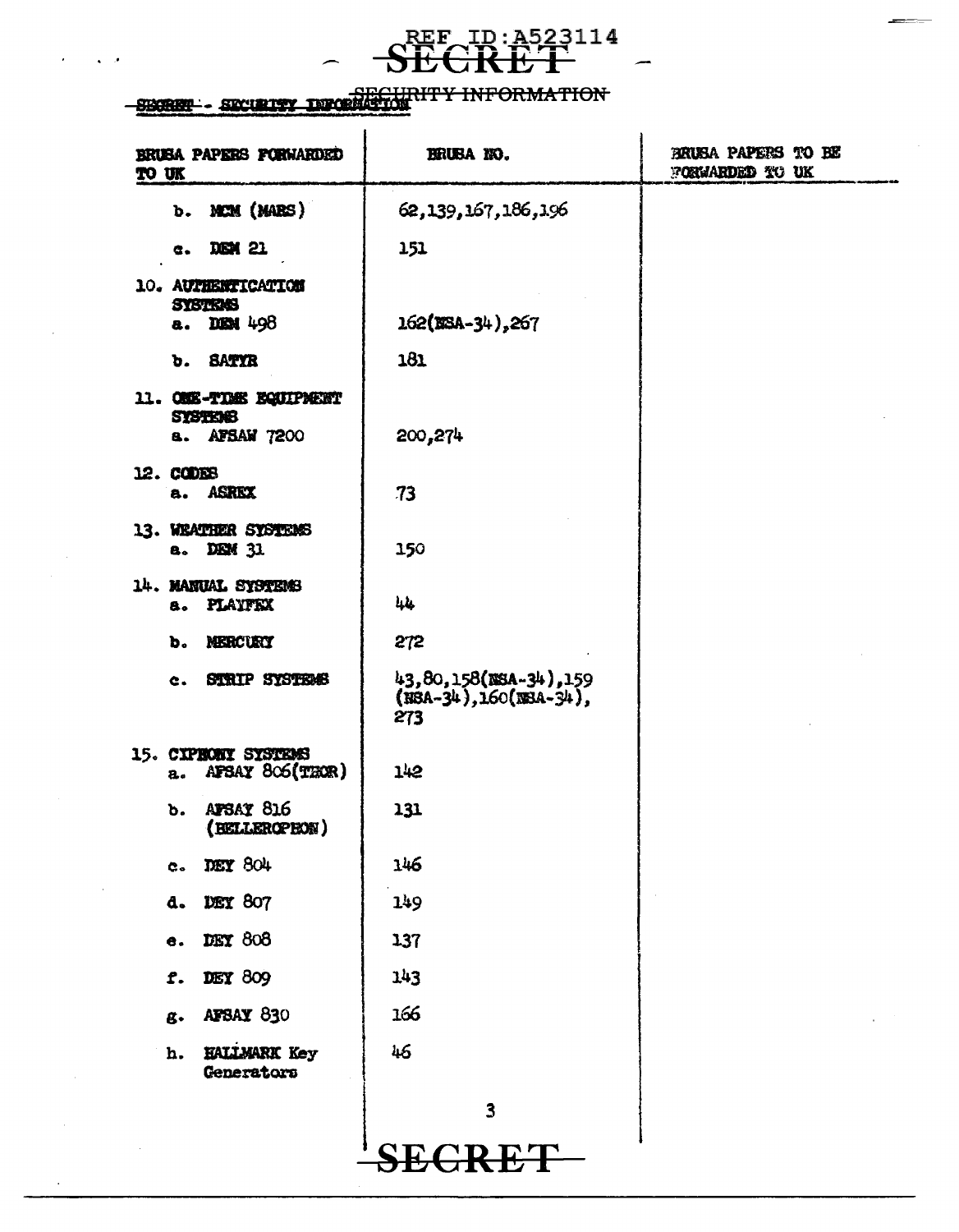REF ID:A523114

~~SECRET~~

~~SECRET - SECURITY INFORMATION~~

| BRUSA PAPERS FORWARDED TO UK | BRUSA NO. | BRUSA PAPERS TO BE FORWARDED TO UK |
|---|---|---|
| b. MCM (MARS) | 62,139,167,186,196 | |
| c. DEM 21 | 151 | |
| 10. AUTHENTICATION SYSTEMS | | |
| a. DEM 498 | 162(NSA-34),267 | |
| b. SATYR | 181 | |
| 11. ONE-TIME EQUIPMENT SYSTEMS | | |
| a. AFSAW 7200 | 200,274 | |
| 12. CODES | | |
| a. ASREX | 73 | |
| 13. WEATHER SYSTEMS | | |
| a. DEM 31 | 150 | |
| 14. MANUAL SYSTEMS | | |
| a. PLAYFEX | 44 | |
| b. MERCURY | 272 | |
| c. STRIP SYSTEMS | 43,80,158(NSA-34),159 (NSA-34),160(NSA-34), 273 | |
| 15. CIPHONY SYSTEMS | | |
| a. AFSAY 806(THOR) | 142 | |
| b. AFSAY 816 (BELLEROPHON) | 131 | |
| c. DEY 804 | 146 | |
| d. DEY 807 | 149 | |
| e. DEY 808 | 137 | |
| f. DEY 809 | 143 | |
| g. AFSAY 830 | 166 | |
| h. HALLMARK Key Generators | 46 | |

~~SECRET~~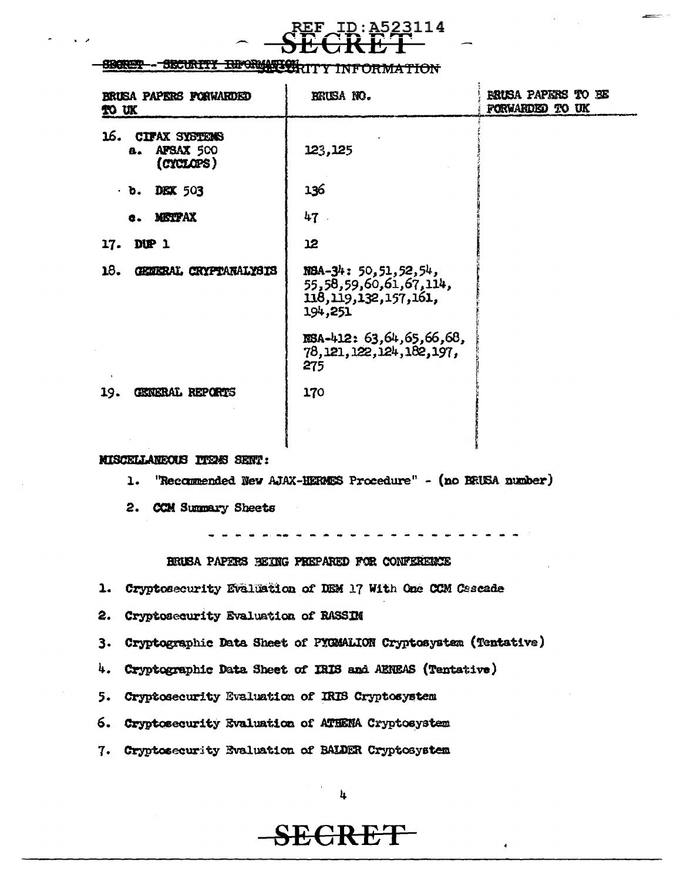REF ID:A523114

SECRET

SECRET - SECURITY INFORMATION

| BRUSA PAPERS FORWARDED TO UK | BRUSA NO. | BRUSA PAPERS TO BE FORWARDED TO UK |
|---|---|---|
| 16. CIFAX SYSTEMS | | |
| a. AFSAX 500 (CYCLOPS) | 123,125 | |
| b. DEK 503 | 136 | |
| c. METFAX | 47 | |
| 17. DUP 1 | 12 | |
| 18. GENERAL CRYPTANALYSIS | NSA-34: 50,51,52,54, 55,58,59,60,61,67,114, 118,119,132,157,161, 194,251 | |
| | NSA-412: 63,64,65,66,68, 78,121,122,124,182,197, 275 | |
| 19. GENERAL REPORTS | 170 | |

MISCELLANEOUS ITEMS SENT:

1. "Recommended New AJAX-HERMES Procedure" - (no BRUSA number)
2. CCM Summary Sheets

---

BRUSA PAPERS BEING PREPARED FOR CONFERENCE

1. Cryptosecurity Evaluation of DEM 17 With One CCM Cascade
2. Cryptosecurity Evaluation of RASSIM
3. Cryptographic Data Sheet of PYGMALION Cryptosystem (Tentative)
4. Cryptographic Data Sheet of IRIS and AENEAS (Tentative)
5. Cryptosecurity Evaluation of IRIS Cryptosystem
6. Cryptosecurity Evaluation of ATHENA Cryptosystem
7. Cryptosecurity Evaluation of BALDER Cryptosystem

SECRET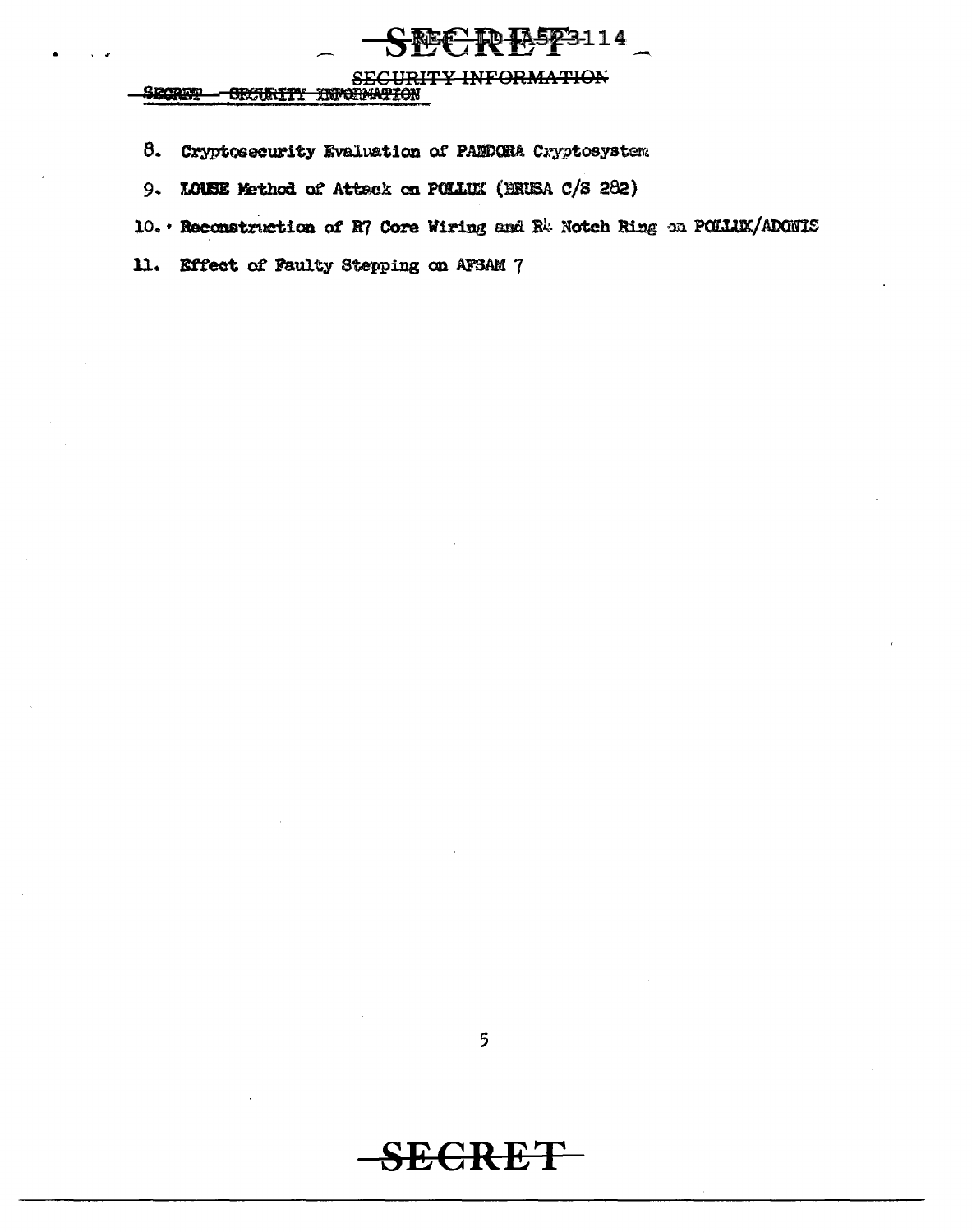8. Cryptosecurity Evaluation of PANDORA Cryptosystem

9. LOUSE Method of Attack on POLLUX (BRUSA C/S 282)

10. Reconstruction of R7 Core Wiring and R4 Notch Ring on POLLUX/ADONIS

11. Effect of Faulty Stepping on AFSAM 7